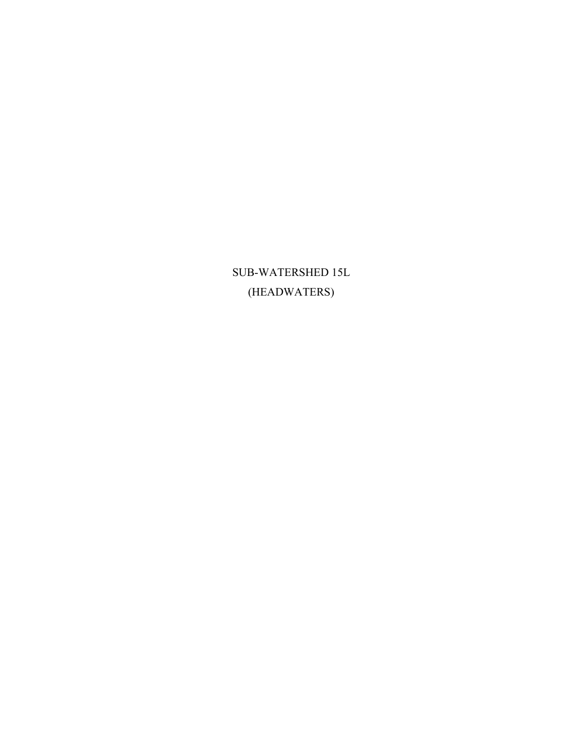# SUB-WATERSHED 15L

## (HEADWATERS)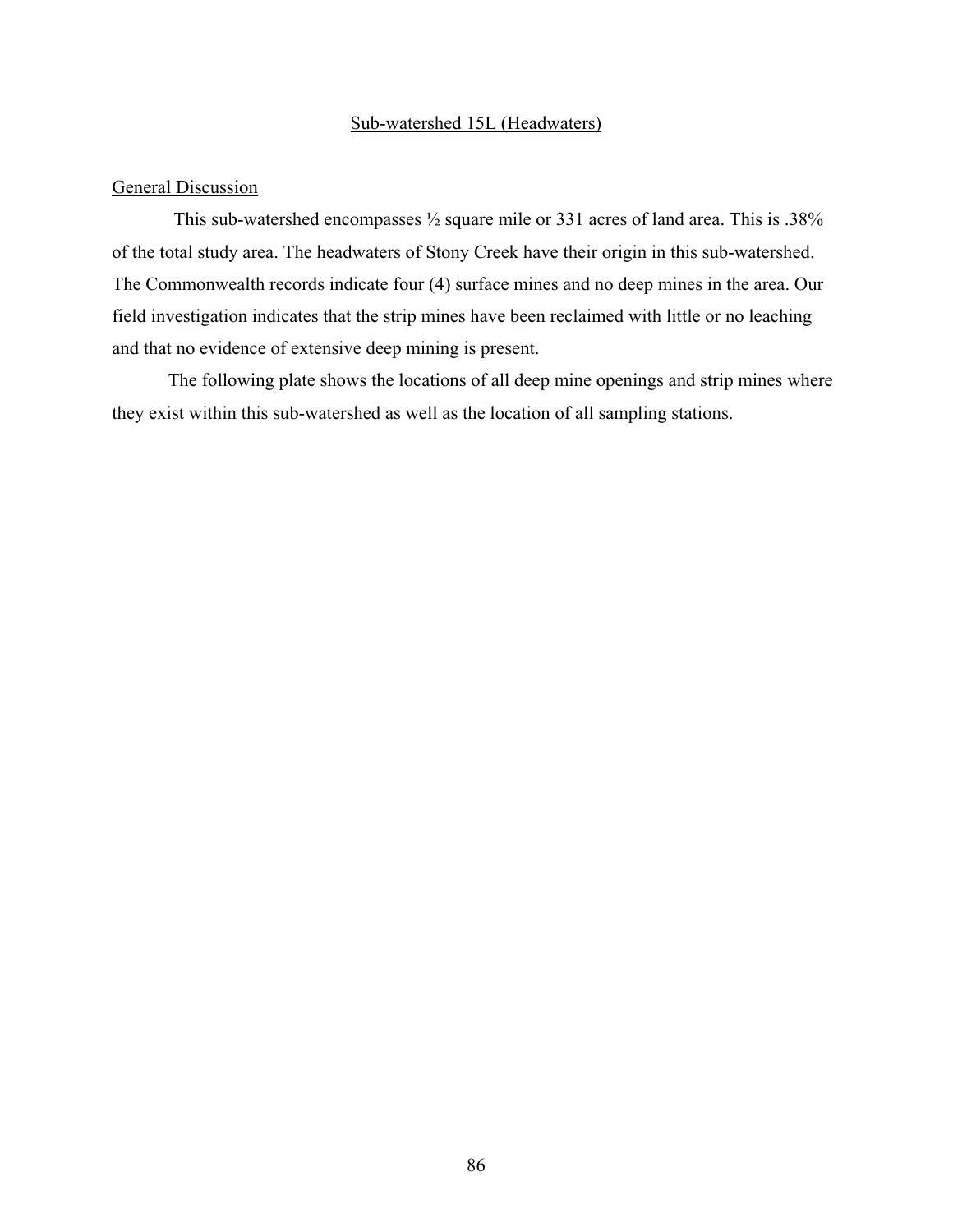## Sub-watershed 15L (Headwaters)

### General Discussion

This sub-watershed encompasses ½ square mile or 331 acres of land area. This is .38% of the total study area. The headwaters of Stony Creek have their origin in this sub-watershed. The Commonwealth records indicate four (4) surface mines and no deep mines in the area. Our field investigation indicates that the strip mines have been reclaimed with little or no leaching and that no evidence of extensive deep mining is present.

The following plate shows the locations of all deep mine openings and strip mines where they exist within this sub-watershed as well as the location of all sampling stations.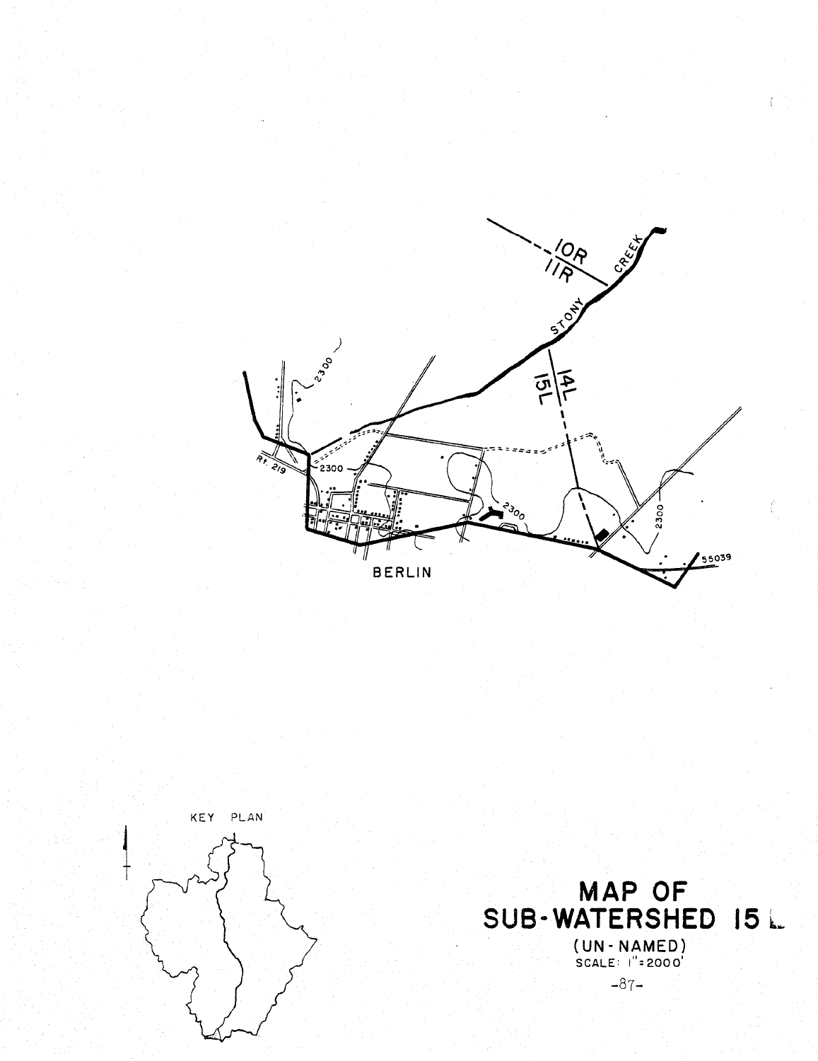10R
11R

STONY CREEK

14L
15L

2300

Rt. 219

2300

2300

2300

55039

BERLIN

KEY PLAN

# MAP OF SUB-WATERSHED 15 L

(UN-NAMED)

SCALE: 1" = 2000'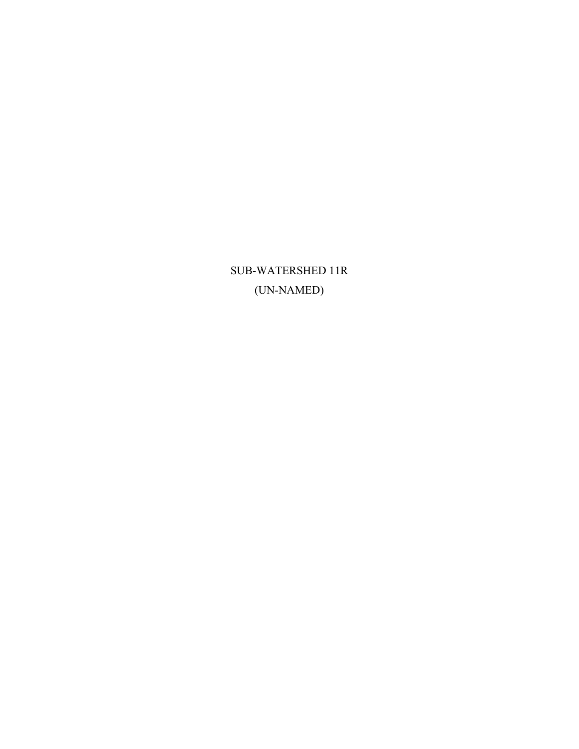# SUB-WATERSHED 11R

(UN-NAMED)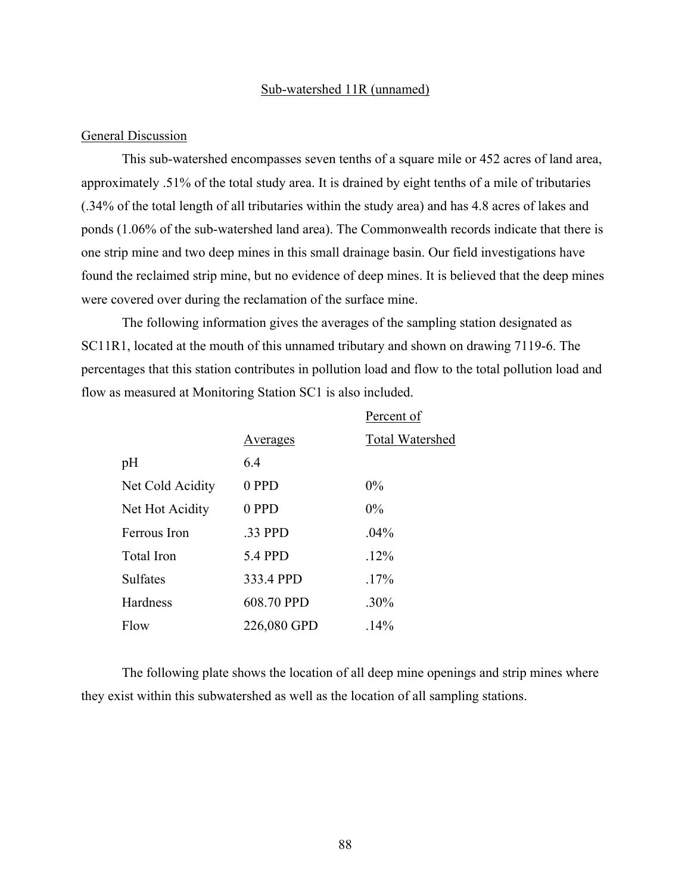## Sub-watershed 11R (unnamed)

### General Discussion

This sub-watershed encompasses seven tenths of a square mile or 452 acres of land area, approximately .51% of the total study area. It is drained by eight tenths of a mile of tributaries (.34% of the total length of all tributaries within the study area) and has 4.8 acres of lakes and ponds (1.06% of the sub-watershed land area). The Commonwealth records indicate that there is one strip mine and two deep mines in this small drainage basin. Our field investigations have found the reclaimed strip mine, but no evidence of deep mines. It is believed that the deep mines were covered over during the reclamation of the surface mine.

The following information gives the averages of the sampling station designated as SC11R1, located at the mouth of this unnamed tributary and shown on drawing 7119-6. The percentages that this station contributes in pollution load and flow to the total pollution load and flow as measured at Monitoring Station SC1 is also included.

| | Averages | Percent of Total Watershed |
|---|---|---|
| pH | 6.4 | |
| Net Cold Acidity | 0 PPD | 0% |
| Net Hot Acidity | 0 PPD | 0% |
| Ferrous Iron | .33 PPD | .04% |
| Total Iron | 5.4 PPD | .12% |
| Sulfates | 333.4 PPD | .17% |
| Hardness | 608.70 PPD | .30% |
| Flow | 226,080 GPD | .14% |

The following plate shows the location of all deep mine openings and strip mines where they exist within this subwatershed as well as the location of all sampling stations.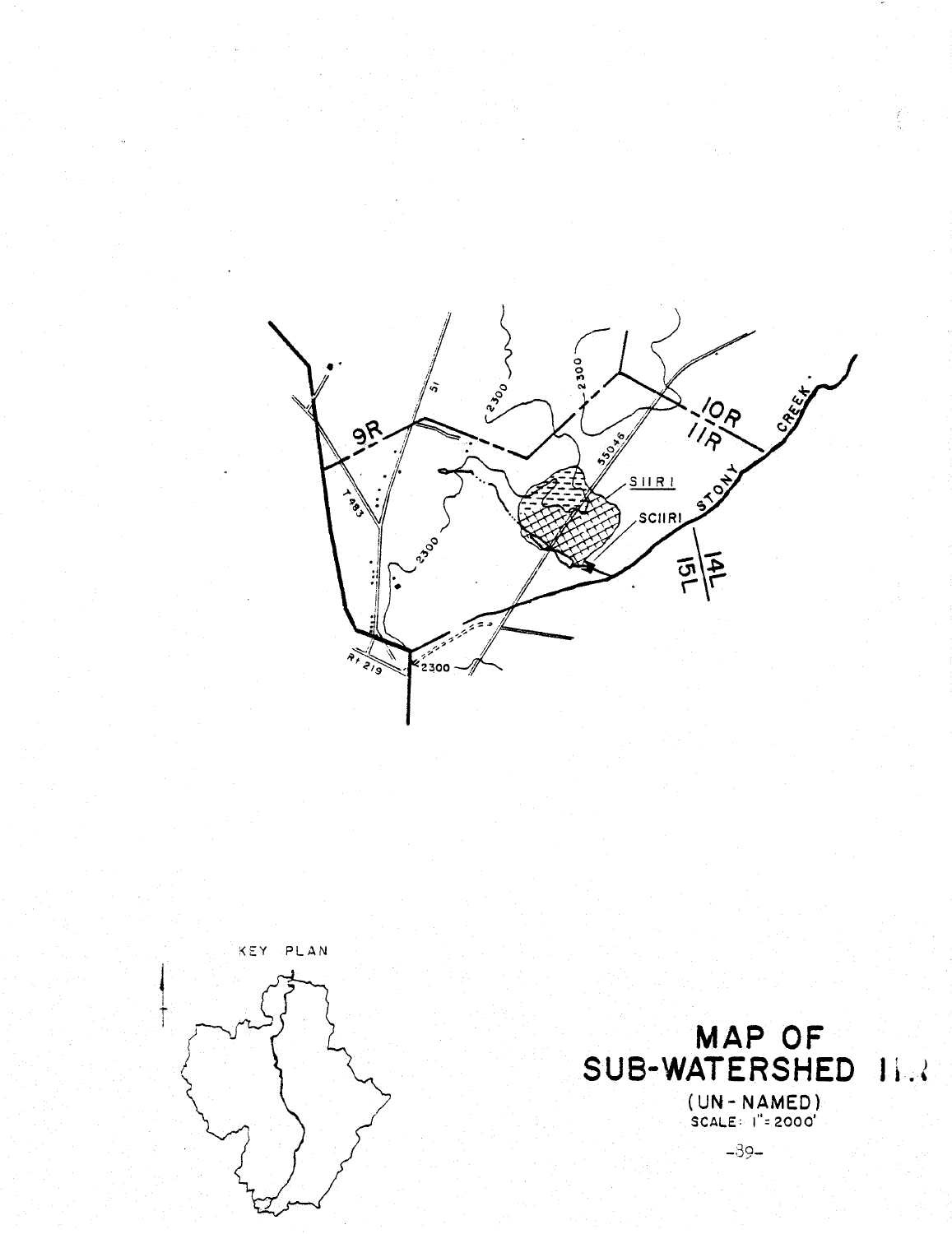# MAP OF SUB-WATERSHED 11.R

(UN-NAMED)

SCALE: 1" = 2000'

KEY PLAN

9R

10R

11R

14L

15L

STONY CREEK

S11R1

SC11R1

2300

51

55046

T483

Rt 219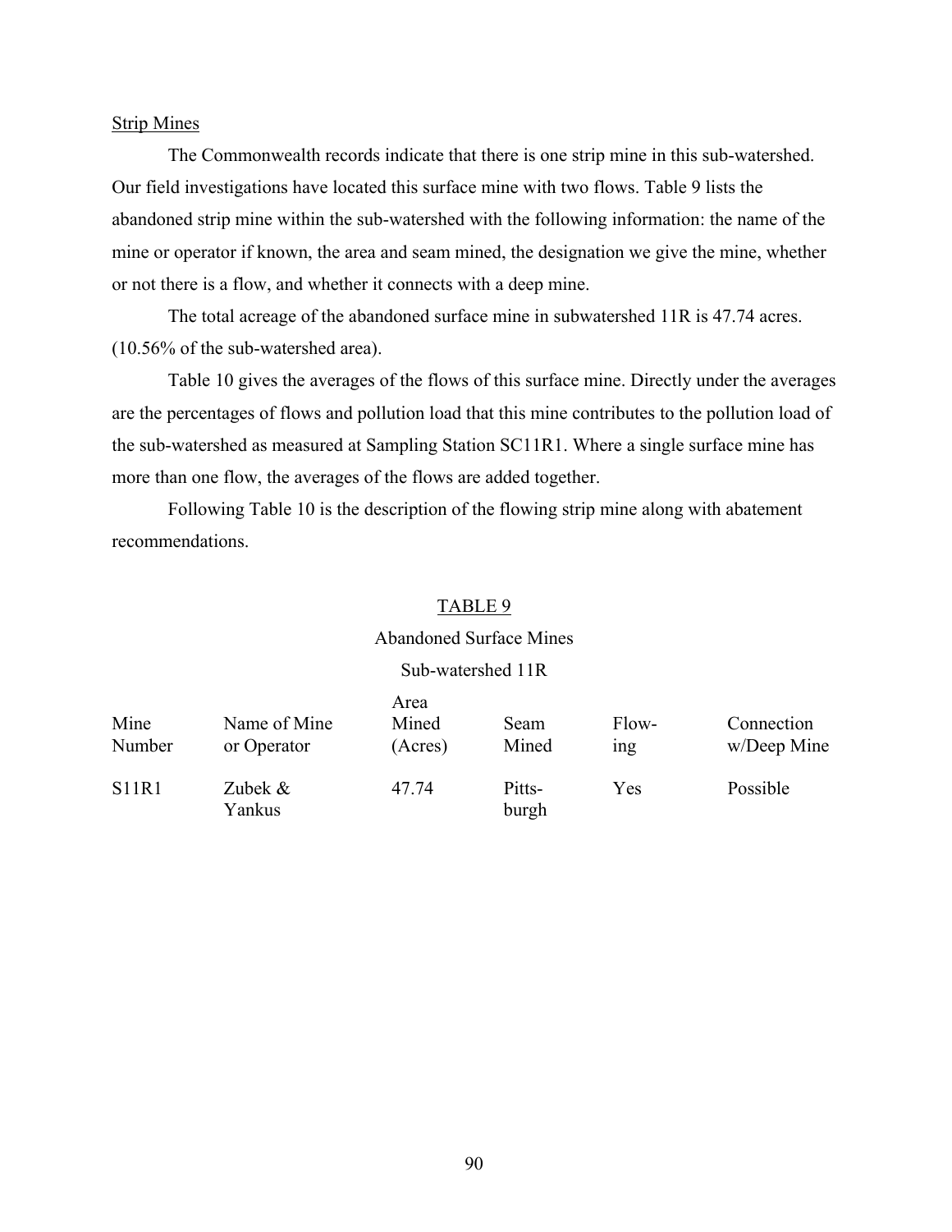Strip Mines

The Commonwealth records indicate that there is one strip mine in this sub-watershed. Our field investigations have located this surface mine with two flows. Table 9 lists the abandoned strip mine within the sub-watershed with the following information: the name of the mine or operator if known, the area and seam mined, the designation we give the mine, whether or not there is a flow, and whether it connects with a deep mine.

The total acreage of the abandoned surface mine in subwatershed 11R is 47.74 acres. (10.56% of the sub-watershed area).

Table 10 gives the averages of the flows of this surface mine. Directly under the averages are the percentages of flows and pollution load that this mine contributes to the pollution load of the sub-watershed as measured at Sampling Station SC11R1. Where a single surface mine has more than one flow, the averages of the flows are added together.

Following Table 10 is the description of the flowing strip mine along with abatement recommendations.

TABLE 9

Abandoned Surface Mines

Sub-watershed 11R

| Mine Number | Name of Mine or Operator | Area Mined (Acres) | Seam Mined | Flow-ing | Connection w/Deep Mine |
|---|---|---|---|---|---|
| S11R1 | Zubek & Yankus | 47.74 | Pitts-burgh | Yes | Possible |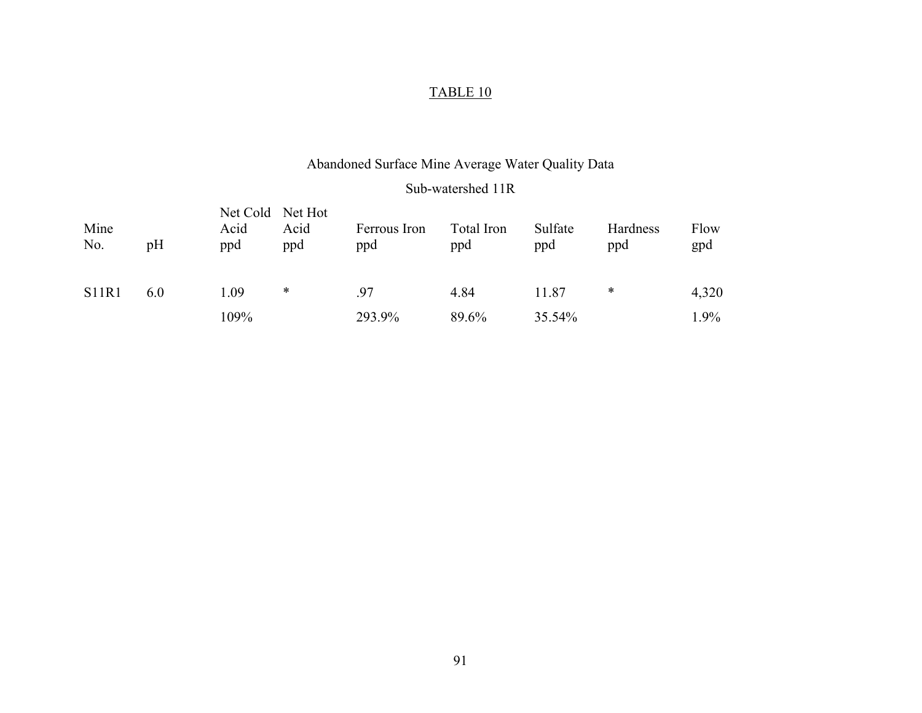TABLE 10

Abandoned Surface Mine Average Water Quality Data

Sub-watershed 11R

| Mine No. | pH | Net Cold Acid ppd | Net Hot Acid ppd | Ferrous Iron ppd | Total Iron ppd | Sulfate ppd | Hardness ppd | Flow gpd |
|---|---|---|---|---|---|---|---|---|
| S11R1 | 6.0 | 1.09 | * | .97 | 4.84 | 11.87 | * | 4,320 |
| | | 109% | | 293.9% | 89.6% | 35.54% | | 1.9% |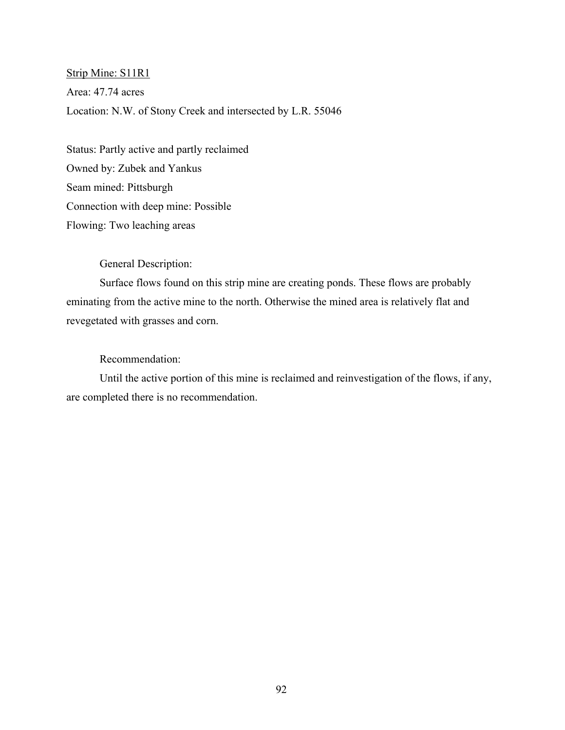<u>Strip Mine: S11R1</u>

Area: 47.74 acres

Location: N.W. of Stony Creek and intersected by L.R. 55046

Status: Partly active and partly reclaimed

Owned by: Zubek and Yankus

Seam mined: Pittsburgh

Connection with deep mine: Possible

Flowing: Two leaching areas

General Description:

Surface flows found on this strip mine are creating ponds. These flows are probably eminating from the active mine to the north. Otherwise the mined area is relatively flat and revegetated with grasses and corn.

Recommendation:

Until the active portion of this mine is reclaimed and reinvestigation of the flows, if any, are completed there is no recommendation.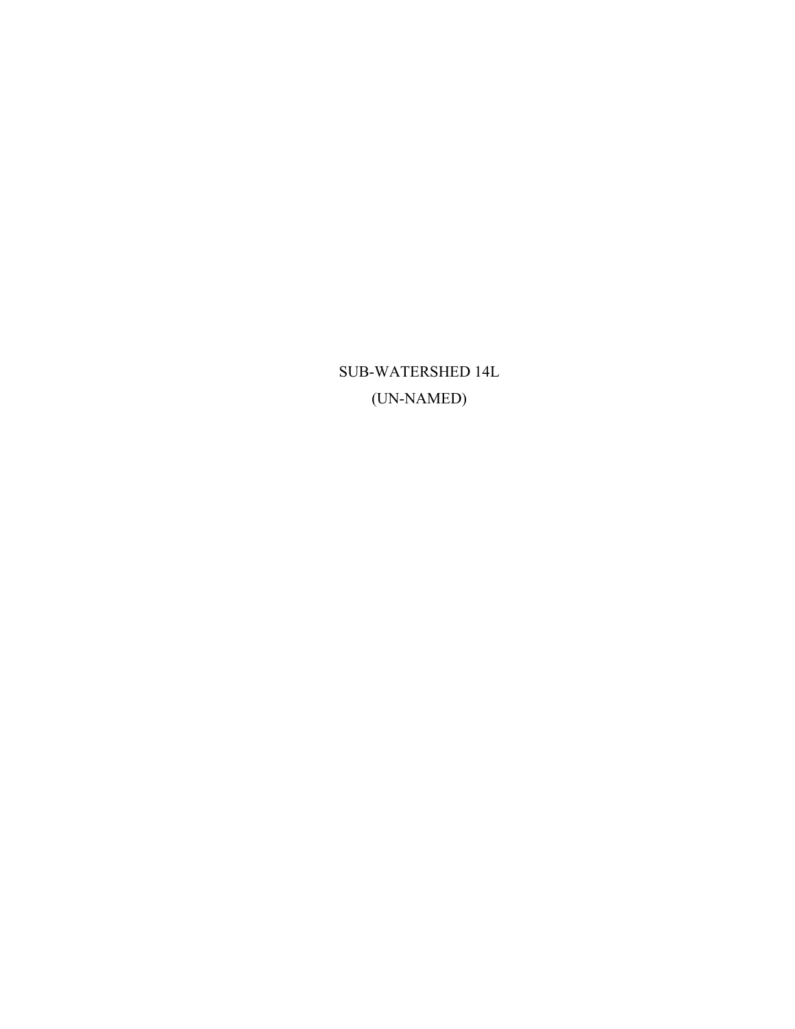# SUB-WATERSHED 14L
# (UN-NAMED)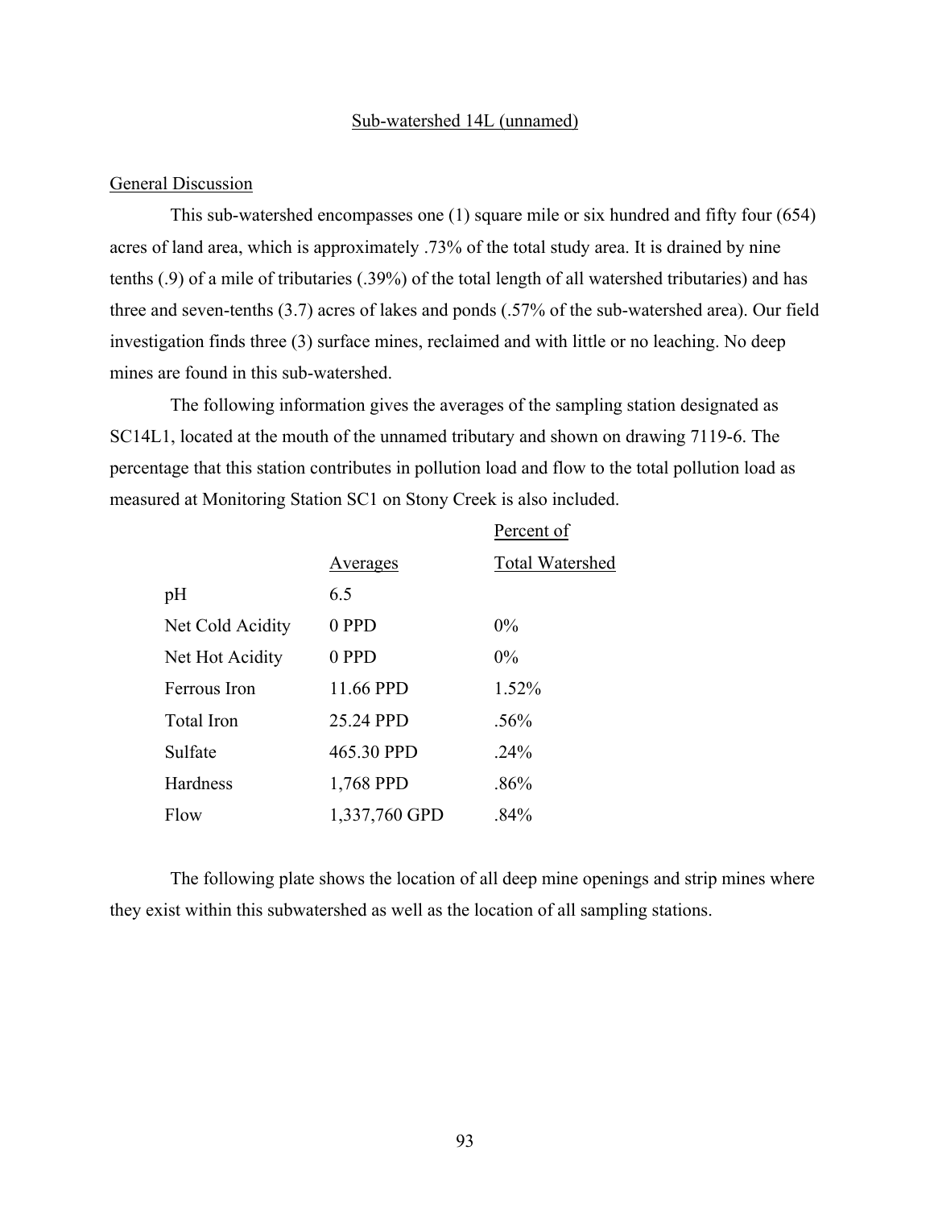## Sub-watershed 14L (unnamed)

### General Discussion

This sub-watershed encompasses one (1) square mile or six hundred and fifty four (654) acres of land area, which is approximately .73% of the total study area. It is drained by nine tenths (.9) of a mile of tributaries (.39%) of the total length of all watershed tributaries) and has three and seven-tenths (3.7) acres of lakes and ponds (.57% of the sub-watershed area). Our field investigation finds three (3) surface mines, reclaimed and with little or no leaching. No deep mines are found in this sub-watershed.

The following information gives the averages of the sampling station designated as SC14L1, located at the mouth of the unnamed tributary and shown on drawing 7119-6. The percentage that this station contributes in pollution load and flow to the total pollution load as measured at Monitoring Station SC1 on Stony Creek is also included.

| | Averages | Percent of Total Watershed |
|---|---|---|
| pH | 6.5 | |
| Net Cold Acidity | 0 PPD | 0% |
| Net Hot Acidity | 0 PPD | 0% |
| Ferrous Iron | 11.66 PPD | 1.52% |
| Total Iron | 25.24 PPD | .56% |
| Sulfate | 465.30 PPD | .24% |
| Hardness | 1,768 PPD | .86% |
| Flow | 1,337,760 GPD | .84% |

The following plate shows the location of all deep mine openings and strip mines where they exist within this subwatershed as well as the location of all sampling stations.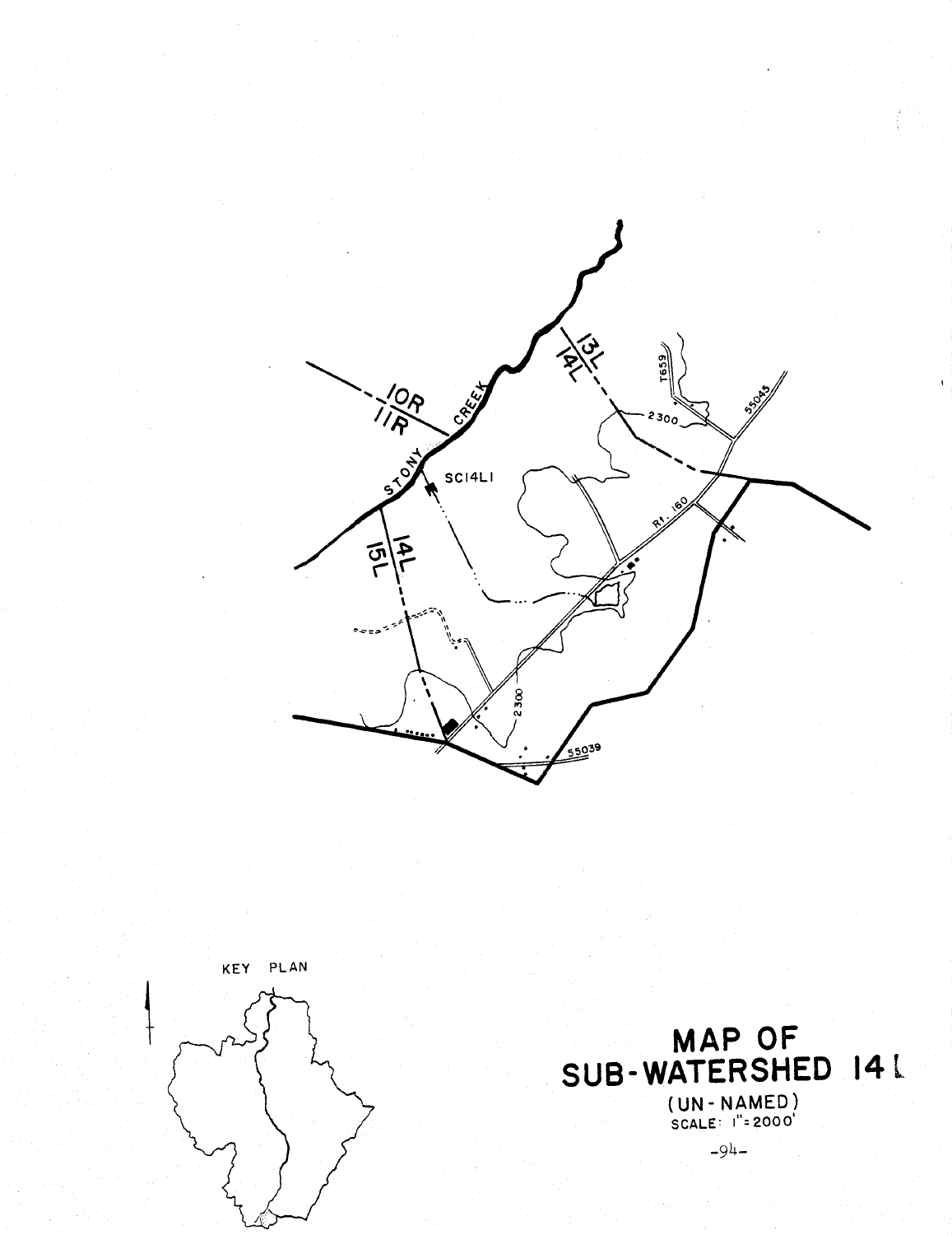STONY CREEK

10R
11R

13L
14L

14L
15L

SC14L1

T659

2300

55045

Rt. 160

2300

55039

KEY PLAN

# MAP OF SUB-WATERSHED 14L

(UN-NAMED)

SCALE: 1" = 2000'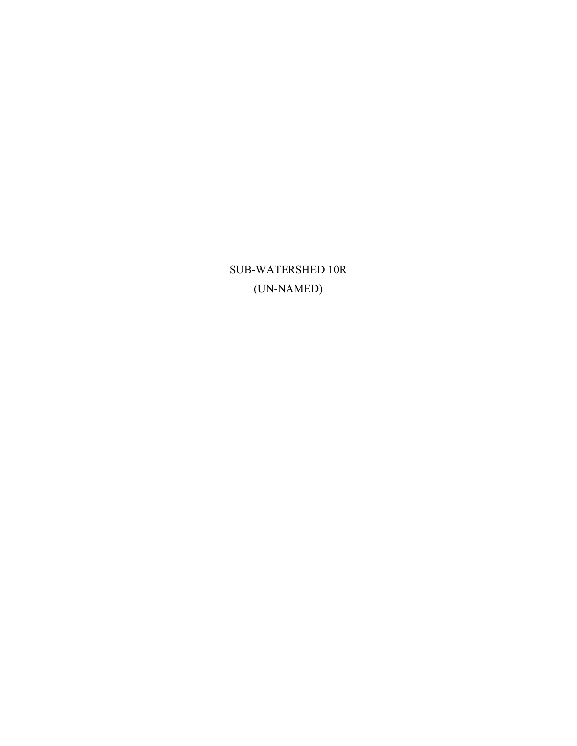# SUB-WATERSHED 10R
## (UN-NAMED)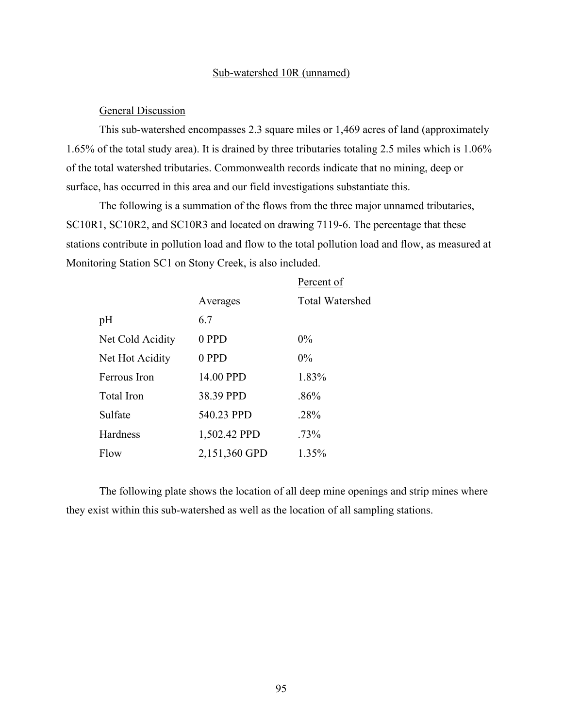## Sub-watershed 10R (unnamed)

### General Discussion

This sub-watershed encompasses 2.3 square miles or 1,469 acres of land (approximately 1.65% of the total study area). It is drained by three tributaries totaling 2.5 miles which is 1.06% of the total watershed tributaries. Commonwealth records indicate that no mining, deep or surface, has occurred in this area and our field investigations substantiate this.

The following is a summation of the flows from the three major unnamed tributaries, SC10R1, SC10R2, and SC10R3 and located on drawing 7119-6. The percentage that these stations contribute in pollution load and flow to the total pollution load and flow, as measured at Monitoring Station SC1 on Stony Creek, is also included.

| | Averages | Percent of Total Watershed |
|---|---|---|
| pH | 6.7 | |
| Net Cold Acidity | 0 PPD | 0% |
| Net Hot Acidity | 0 PPD | 0% |
| Ferrous Iron | 14.00 PPD | 1.83% |
| Total Iron | 38.39 PPD | .86% |
| Sulfate | 540.23 PPD | .28% |
| Hardness | 1,502.42 PPD | .73% |
| Flow | 2,151,360 GPD | 1.35% |

The following plate shows the location of all deep mine openings and strip mines where they exist within this sub-watershed as well as the location of all sampling stations.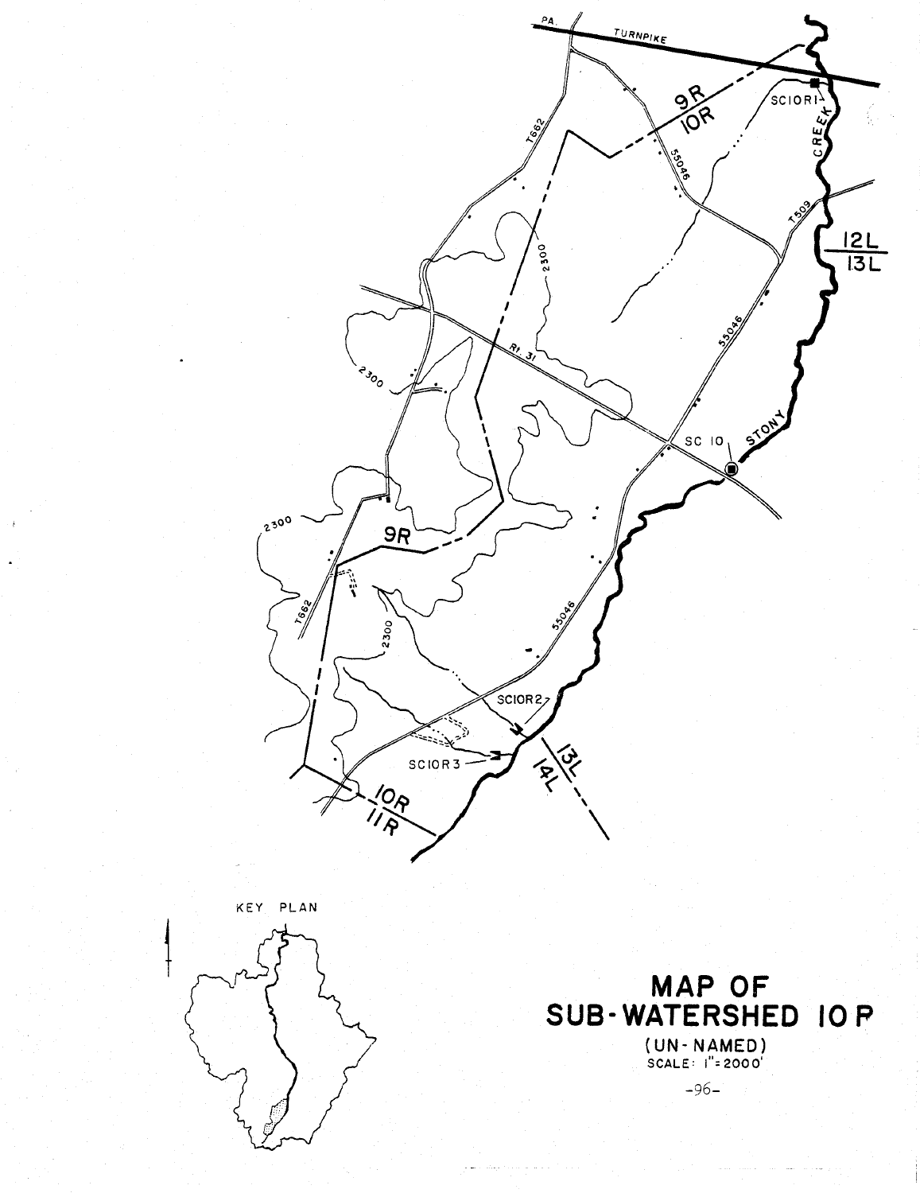# MAP OF SUB-WATERSHED 10 P

(UN-NAMED)

SCALE: 1" = 2000'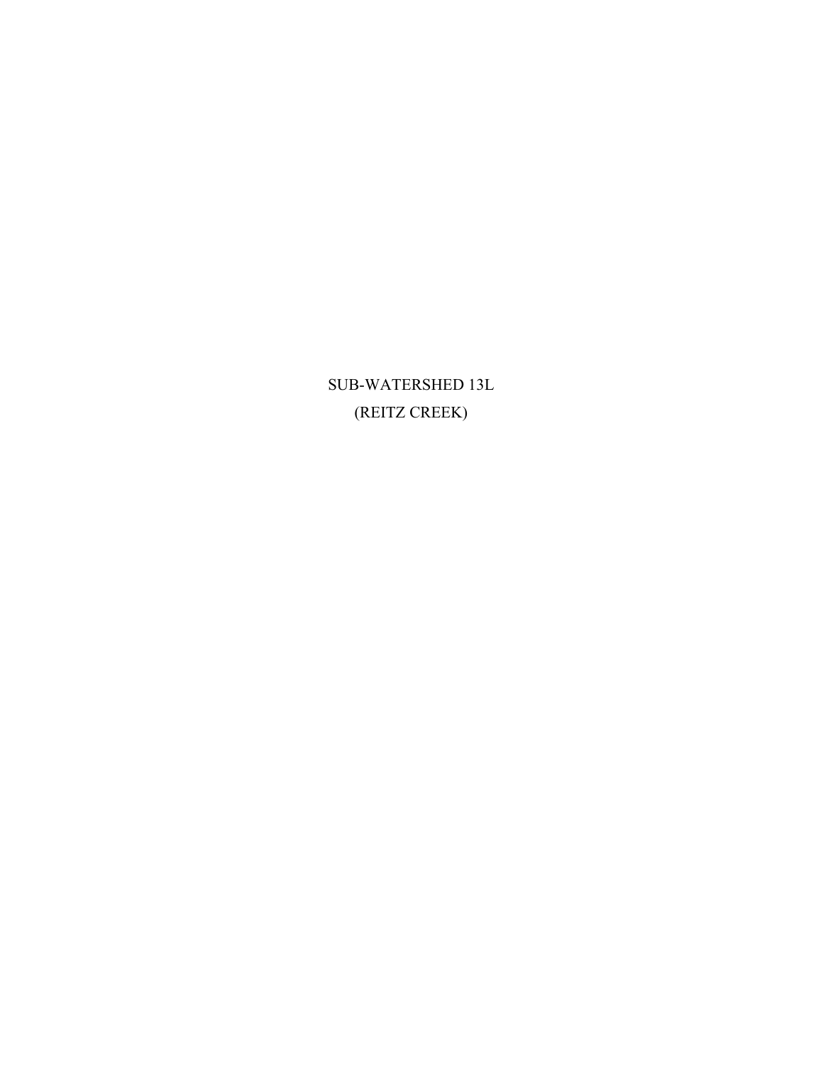# SUB-WATERSHED 13L
# (REITZ CREEK)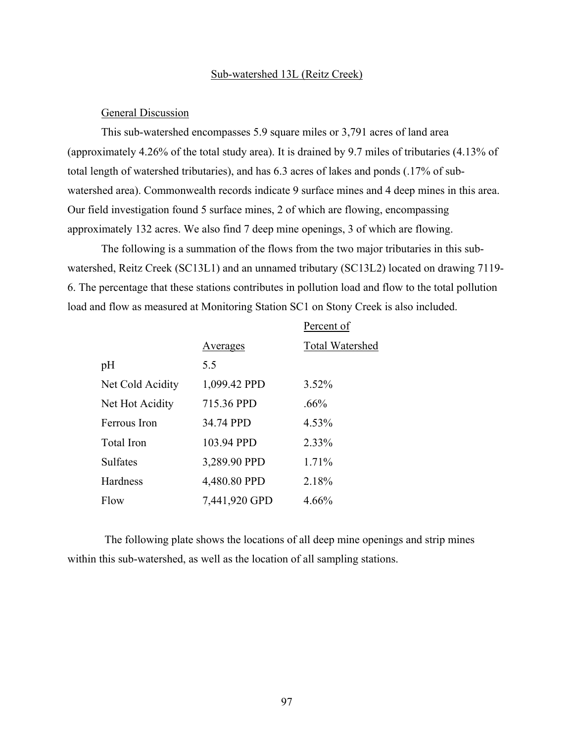## Sub-watershed 13L (Reitz Creek)

### General Discussion

This sub-watershed encompasses 5.9 square miles or 3,791 acres of land area (approximately 4.26% of the total study area). It is drained by 9.7 miles of tributaries (4.13% of total length of watershed tributaries), and has 6.3 acres of lakes and ponds (.17% of sub-watershed area). Commonwealth records indicate 9 surface mines and 4 deep mines in this area. Our field investigation found 5 surface mines, 2 of which are flowing, encompassing approximately 132 acres. We also find 7 deep mine openings, 3 of which are flowing.

The following is a summation of the flows from the two major tributaries in this sub-watershed, Reitz Creek (SC13L1) and an unnamed tributary (SC13L2) located on drawing 7119-6. The percentage that these stations contributes in pollution load and flow to the total pollution load and flow as measured at Monitoring Station SC1 on Stony Creek is also included.

| | Averages | Percent of Total Watershed |
|---|---|---|
| pH | 5.5 | |
| Net Cold Acidity | 1,099.42 PPD | 3.52% |
| Net Hot Acidity | 715.36 PPD | .66% |
| Ferrous Iron | 34.74 PPD | 4.53% |
| Total Iron | 103.94 PPD | 2.33% |
| Sulfates | 3,289.90 PPD | 1.71% |
| Hardness | 4,480.80 PPD | 2.18% |
| Flow | 7,441,920 GPD | 4.66% |

The following plate shows the locations of all deep mine openings and strip mines within this sub-watershed, as well as the location of all sampling stations.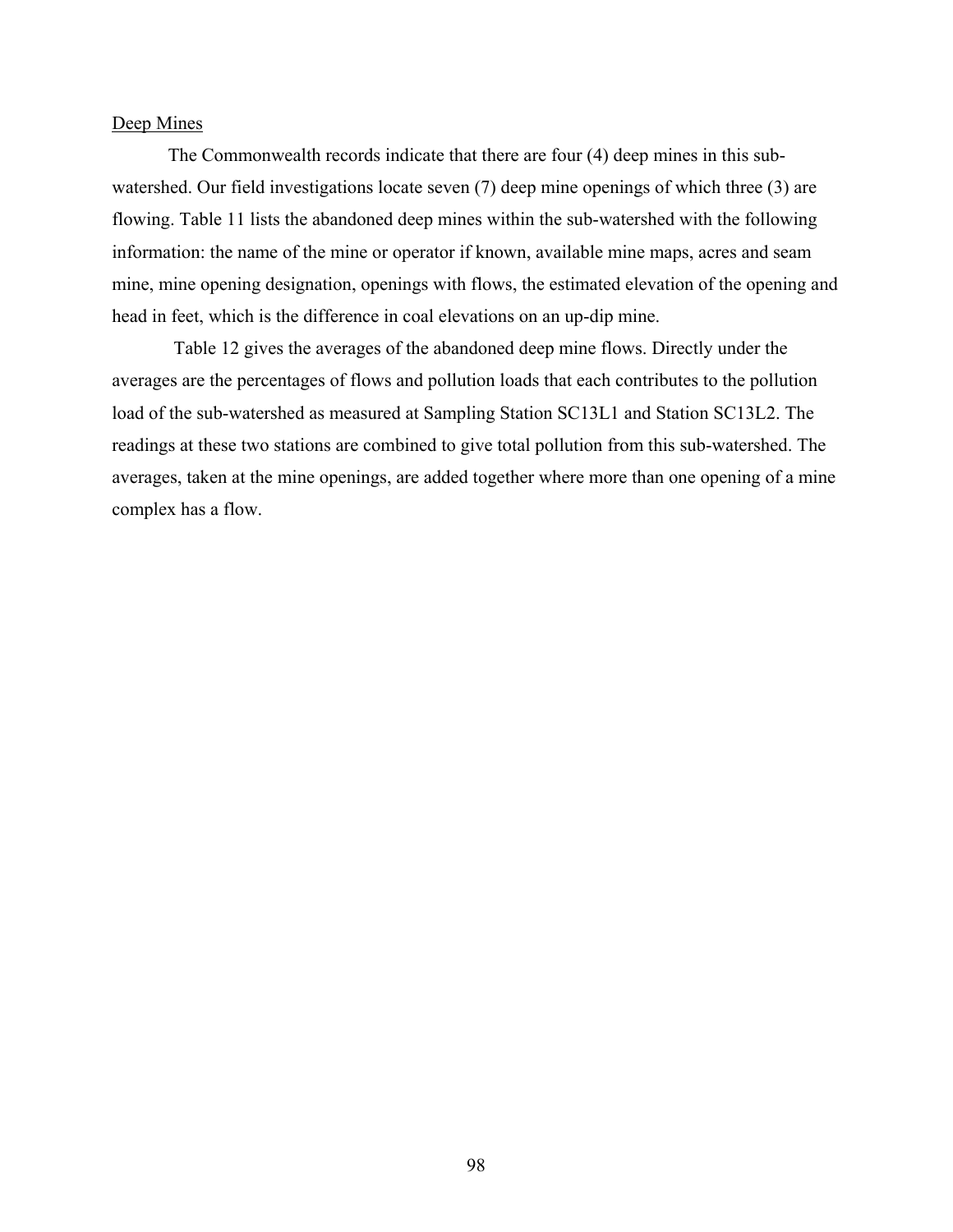<u>Deep Mines</u>

The Commonwealth records indicate that there are four (4) deep mines in this sub-watershed. Our field investigations locate seven (7) deep mine openings of which three (3) are flowing. Table 11 lists the abandoned deep mines within the sub-watershed with the following information: the name of the mine or operator if known, available mine maps, acres and seam mine, mine opening designation, openings with flows, the estimated elevation of the opening and head in feet, which is the difference in coal elevations on an up-dip mine.

Table 12 gives the averages of the abandoned deep mine flows. Directly under the averages are the percentages of flows and pollution loads that each contributes to the pollution load of the sub-watershed as measured at Sampling Station SC13L1 and Station SC13L2. The readings at these two stations are combined to give total pollution from this sub-watershed. The averages, taken at the mine openings, are added together where more than one opening of a mine complex has a flow.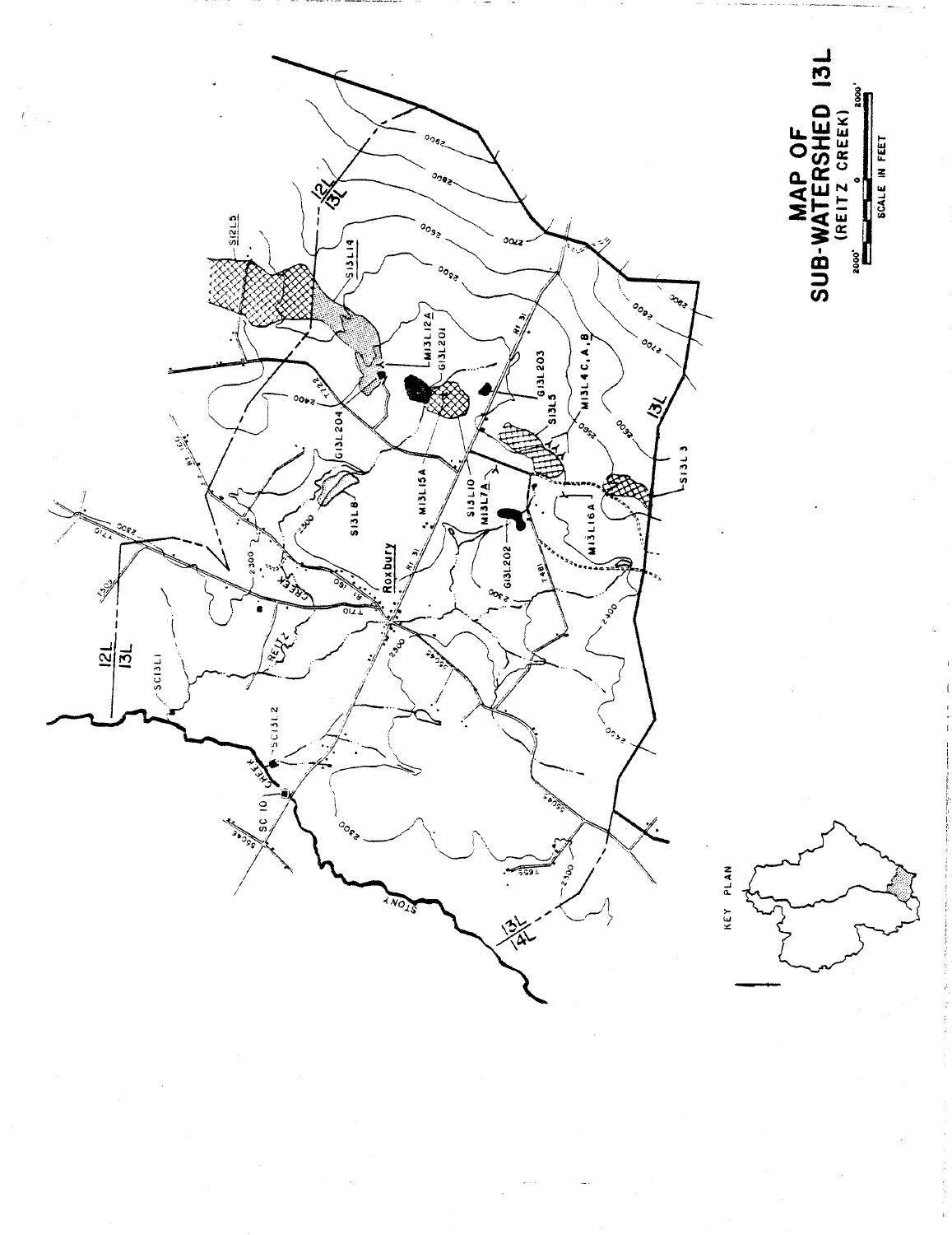# MAP OF SUB-WATERSHED 13L

(REITZ CREEK)

2000' 0 2000'

SCALE IN FEET

KEY PLAN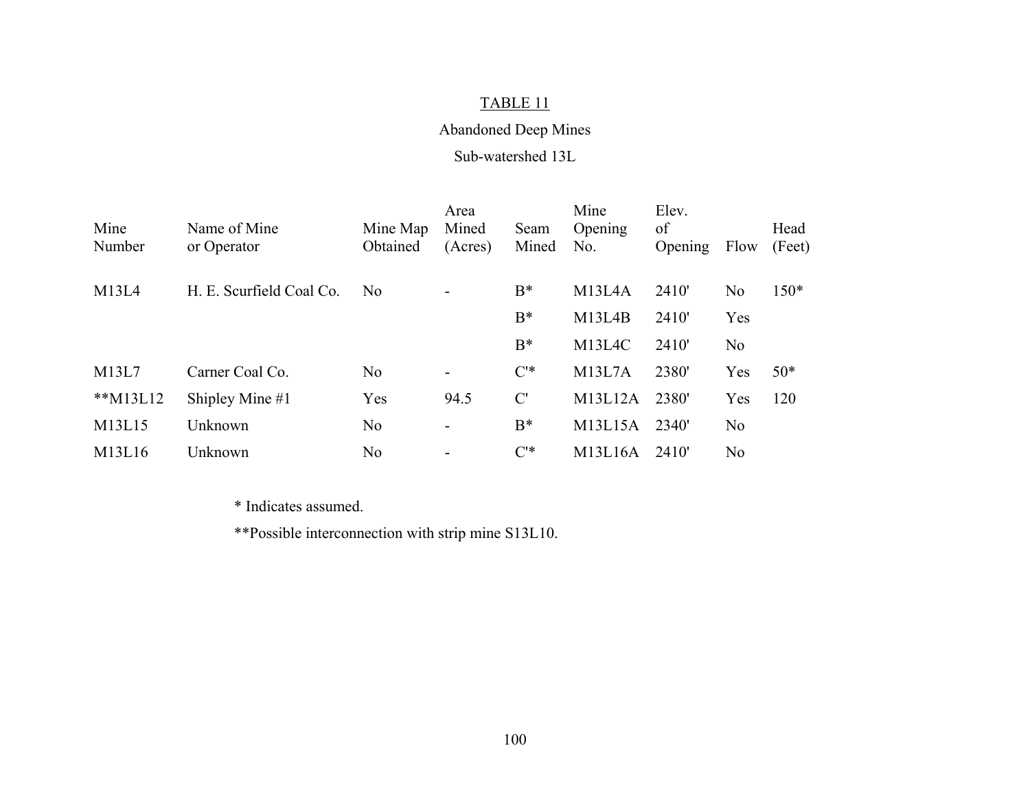# TABLE 11

## Abandoned Deep Mines

### Sub-watershed 13L

| Mine Number | Name of Mine or Operator | Mine Map Obtained | Area Mined (Acres) | Seam Mined | Mine Opening No. | Elev. of Opening | Flow | Head (Feet) |
|---|---|---|---|---|---|---|---|---|
| M13L4 | H. E. Scurfield Coal Co. | No | - | B* | M13L4A | 2410' | No | 150* |
| | | | | B* | M13L4B | 2410' | Yes | |
| | | | | B* | M13L4C | 2410' | No | |
| M13L7 | Carner Coal Co. | No | - | C'* | M13L7A | 2380' | Yes | 50* |
| **M13L12 | Shipley Mine #1 | Yes | 94.5 | C' | M13L12A | 2380' | Yes | 120 |
| M13L15 | Unknown | No | - | B* | M13L15A | 2340' | No | |
| M13L16 | Unknown | No | - | C'* | M13L16A | 2410' | No | |

* Indicates assumed.

**Possible interconnection with strip mine S13L10.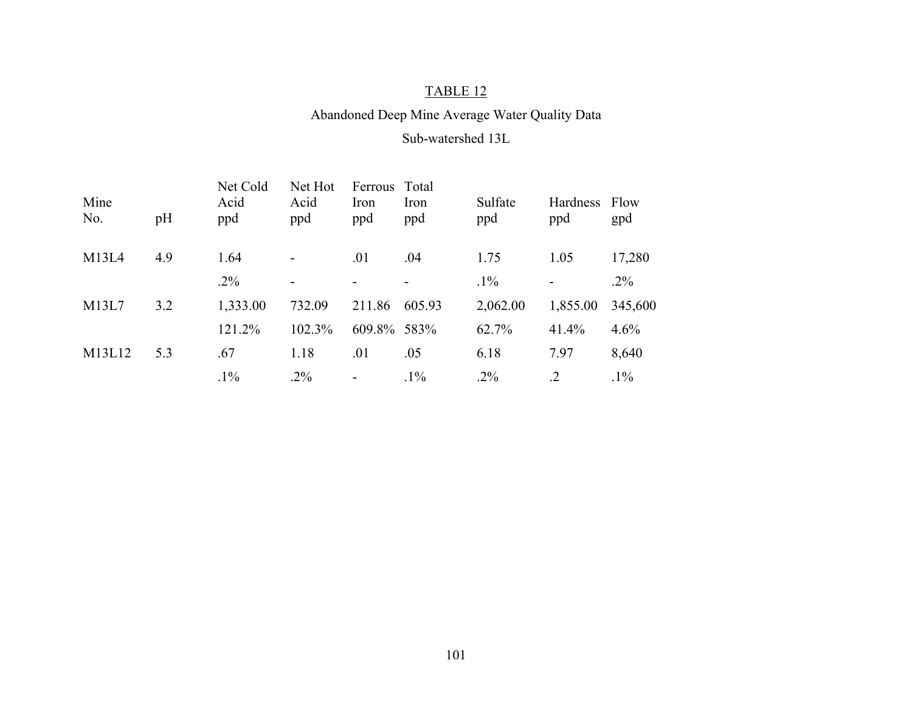# TABLE 12

## Abandoned Deep Mine Average Water Quality Data

### Sub-watershed 13L

| Mine No. | pH | Net Cold Acid ppd | Net Hot Acid ppd | Ferrous Iron ppd | Total Iron ppd | Sulfate ppd | Hardness ppd | Flow gpd |
|---|---|---|---|---|---|---|---|---|
| M13L4 | 4.9 | 1.64 | - | .01 | .04 | 1.75 | 1.05 | 17,280 |
| | | .2% | - | - | - | .1% | - | .2% |
| M13L7 | 3.2 | 1,333.00 | 732.09 | 211.86 | 605.93 | 2,062.00 | 1,855.00 | 345,600 |
| | | 121.2% | 102.3% | 609.8% | 583% | 62.7% | 41.4% | 4.6% |
| M13L12 | 5.3 | .67 | 1.18 | .01 | .05 | 6.18 | 7.97 | 8,640 |
| | | .1% | .2% | - | .1% | .2% | .2 | .1% |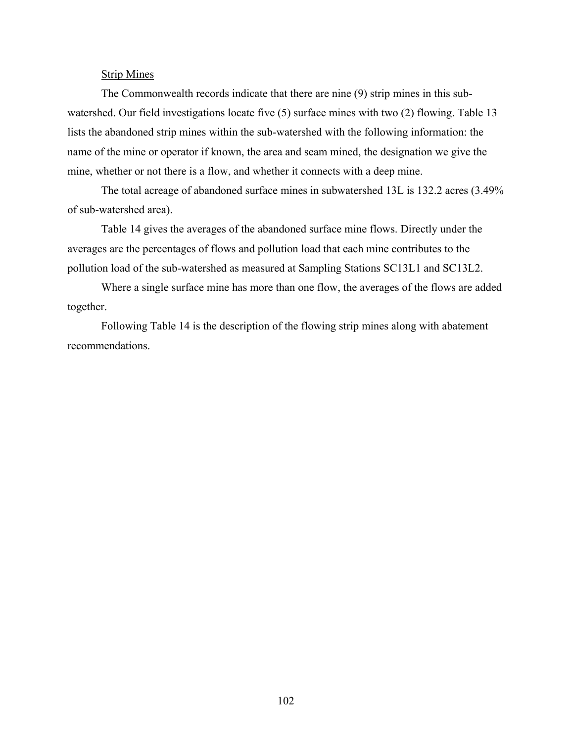<u>Strip Mines</u>

The Commonwealth records indicate that there are nine (9) strip mines in this sub-watershed. Our field investigations locate five (5) surface mines with two (2) flowing. Table 13 lists the abandoned strip mines within the sub-watershed with the following information: the name of the mine or operator if known, the area and seam mined, the designation we give the mine, whether or not there is a flow, and whether it connects with a deep mine.

The total acreage of abandoned surface mines in subwatershed 13L is 132.2 acres (3.49% of sub-watershed area).

Table 14 gives the averages of the abandoned surface mine flows. Directly under the averages are the percentages of flows and pollution load that each mine contributes to the pollution load of the sub-watershed as measured at Sampling Stations SC13L1 and SC13L2.

Where a single surface mine has more than one flow, the averages of the flows are added together.

Following Table 14 is the description of the flowing strip mines along with abatement recommendations.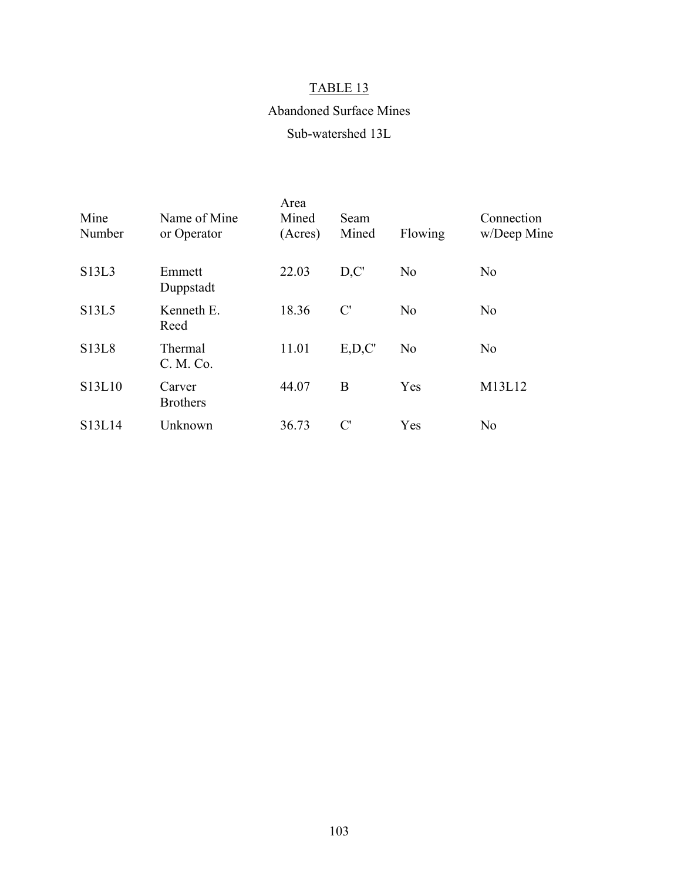# TABLE 13

## Abandoned Surface Mines

### Sub-watershed 13L

| Mine Number | Name of Mine or Operator | Area Mined (Acres) | Seam Mined | Flowing | Connection w/Deep Mine |
|---|---|---|---|---|---|
| S13L3 | Emmett Duppstadt | 22.03 | D,C' | No | No |
| S13L5 | Kenneth E. Reed | 18.36 | C' | No | No |
| S13L8 | Thermal C. M. Co. | 11.01 | E,D,C' | No | No |
| S13L10 | Carver Brothers | 44.07 | B | Yes | M13L12 |
| S13L14 | Unknown | 36.73 | C' | Yes | No |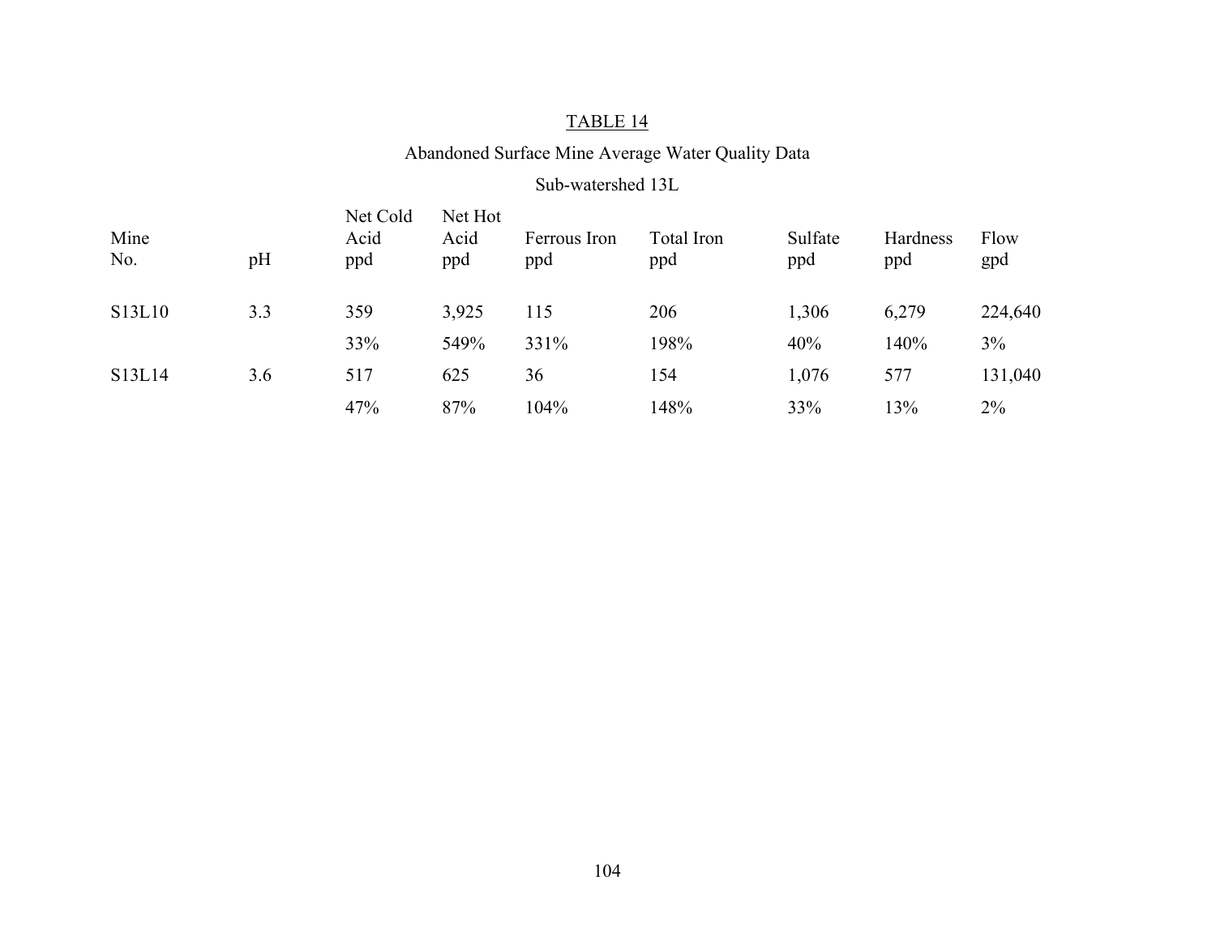# TABLE 14

## Abandoned Surface Mine Average Water Quality Data

### Sub-watershed 13L

| Mine No. | pH | Net Cold Acid ppd | Net Hot Acid ppd | Ferrous Iron ppd | Total Iron ppd | Sulfate ppd | Hardness ppd | Flow gpd |
|---|---|---|---|---|---|---|---|---|
| S13L10 | 3.3 | 359 | 3,925 | 115 | 206 | 1,306 | 6,279 | 224,640 |
| | | 33% | 549% | 331% | 198% | 40% | 140% | 3% |
| S13L14 | 3.6 | 517 | 625 | 36 | 154 | 1,076 | 577 | 131,040 |
| | | 47% | 87% | 104% | 148% | 33% | 13% | 2% |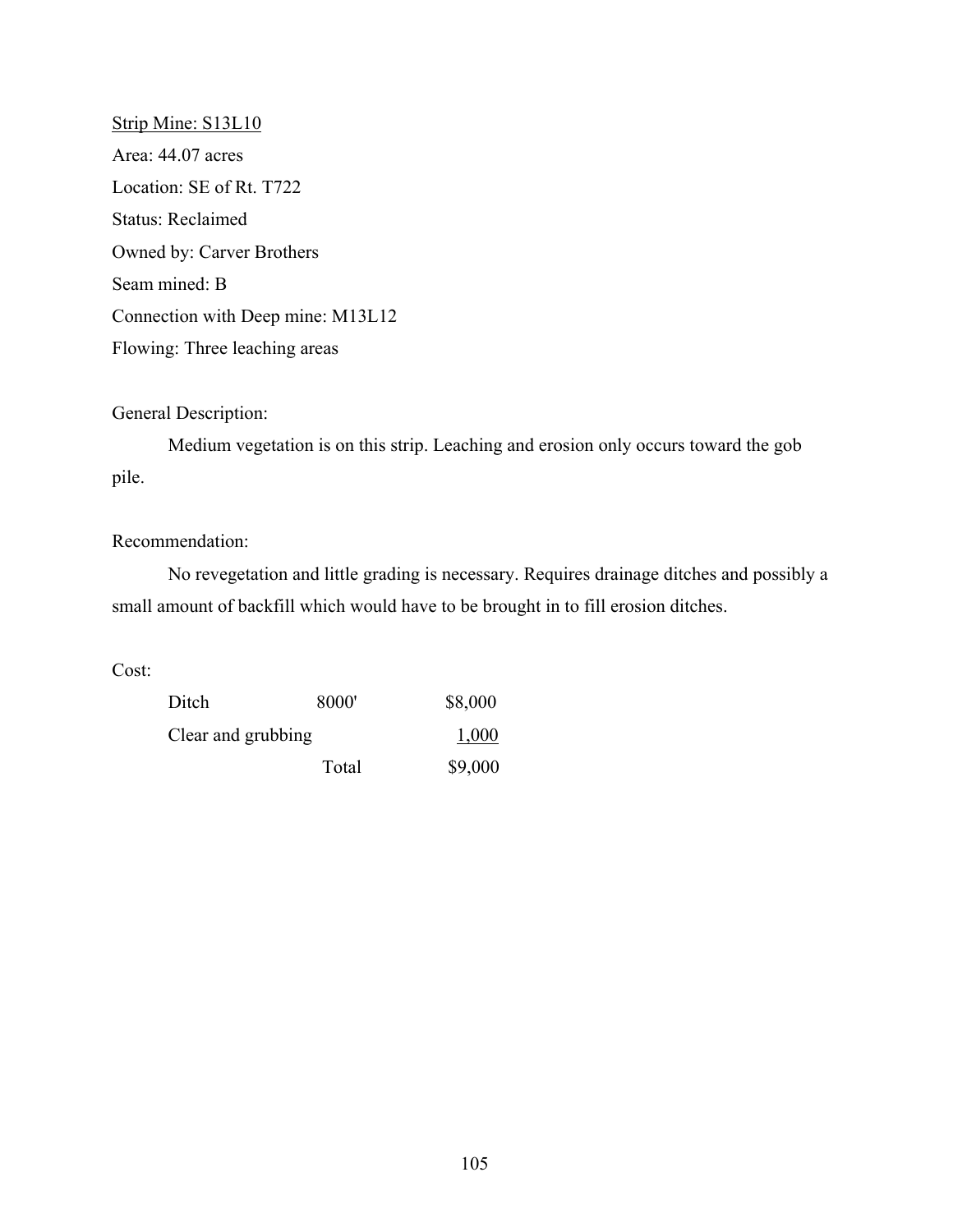Strip Mine: S13L10

Area: 44.07 acres

Location: SE of Rt. T722

Status: Reclaimed

Owned by: Carver Brothers

Seam mined: B

Connection with Deep mine: M13L12

Flowing: Three leaching areas

General Description:

Medium vegetation is on this strip. Leaching and erosion only occurs toward the gob pile.

Recommendation:

No revegetation and little grading is necessary. Requires drainage ditches and possibly a small amount of backfill which would have to be brought in to fill erosion ditches.

Cost:

| | | |
|---|---|---|
| Ditch | 8000' | $8,000 |
| Clear and grubbing | | 1,000 |
| | Total | $9,000 |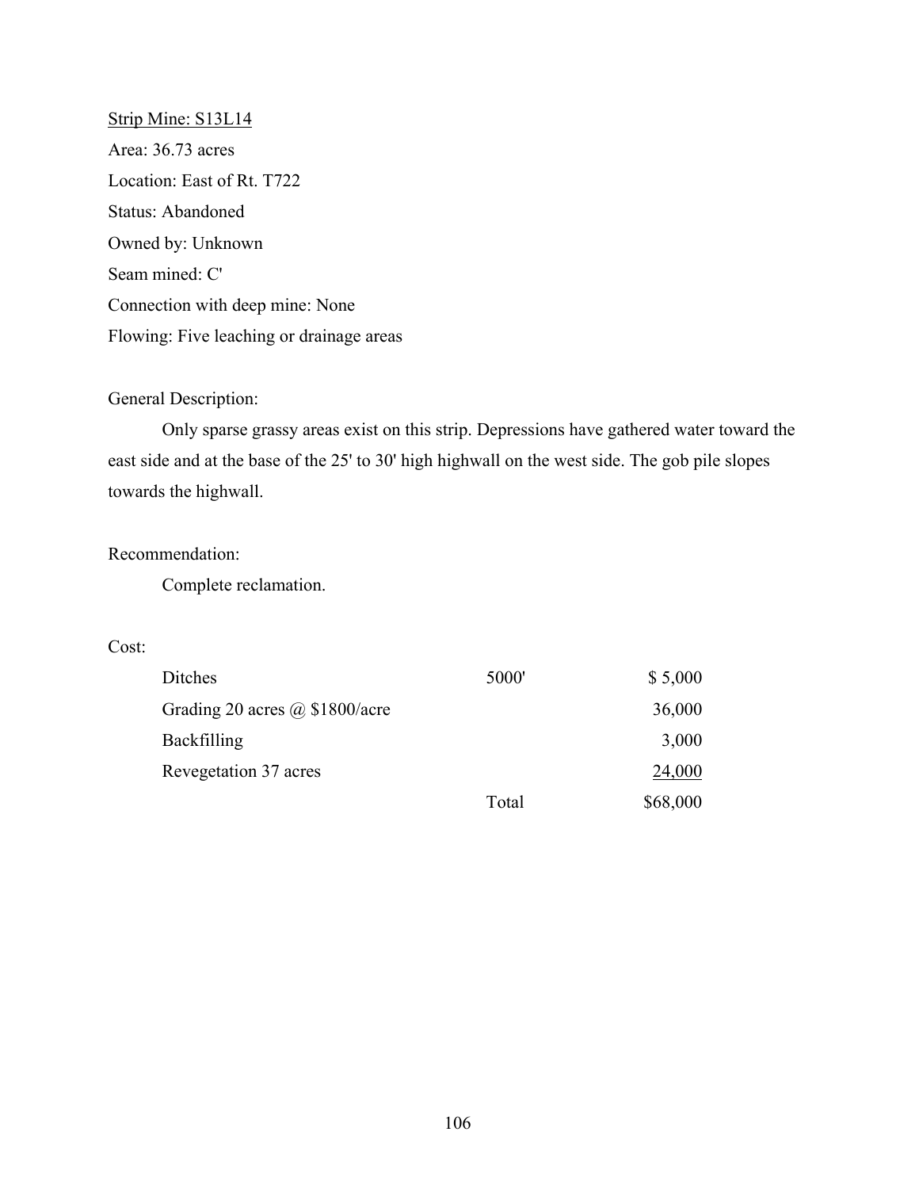Strip Mine: S13L14

Area: 36.73 acres

Location: East of Rt. T722

Status: Abandoned

Owned by: Unknown

Seam mined: C'

Connection with deep mine: None

Flowing: Five leaching or drainage areas

General Description:

Only sparse grassy areas exist on this strip. Depressions have gathered water toward the east side and at the base of the 25' to 30' high highwall on the west side. The gob pile slopes towards the highwall.

Recommendation:

Complete reclamation.

Cost:

| | | |
|---|---|---|
| Ditches | 5000' | $ 5,000 |
| Grading 20 acres @ $1800/acre | | 36,000 |
| Backfilling | | 3,000 |
| Revegetation 37 acres | | 24,000 |
| | Total | $68,000 |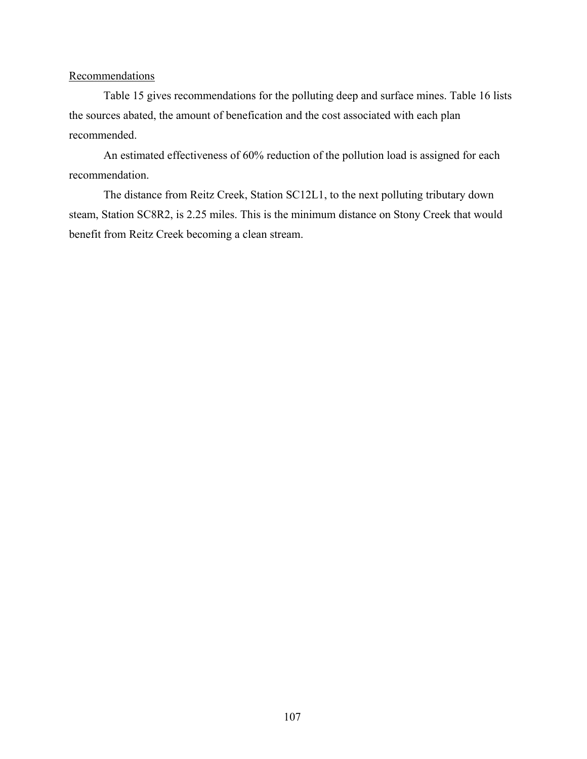Recommendations

Table 15 gives recommendations for the polluting deep and surface mines. Table 16 lists the sources abated, the amount of benefication and the cost associated with each plan recommended.

An estimated effectiveness of 60% reduction of the pollution load is assigned for each recommendation.

The distance from Reitz Creek, Station SC12L1, to the next polluting tributary down steam, Station SC8R2, is 2.25 miles. This is the minimum distance on Stony Creek that would benefit from Reitz Creek becoming a clean stream.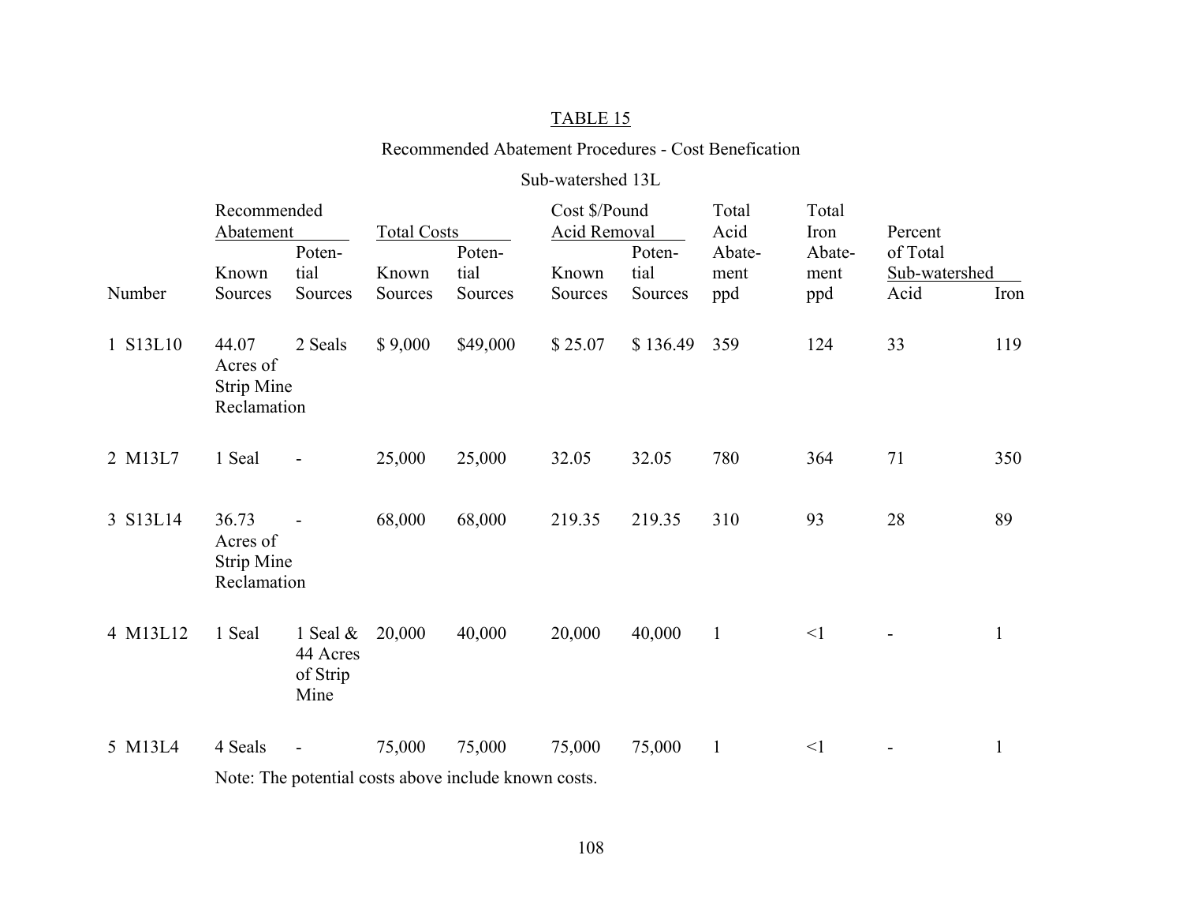TABLE 15

Recommended Abatement Procedures - Cost Benefication

Sub-watershed 13L

| Number | Recommended Abatement | | Total Costs | | Cost $/Pound Acid Removal | | Total Acid Abatement ppd | Total Iron Abatement ppd | Percent of Total Sub-watershed | |
|---|---|---|---|---|---|---|---|---|---|---|
| | Known Sources | Potential Sources | Known Sources | Potential Sources | Known Sources | Potential Sources | | | Acid | Iron |
| 1 S13L10 | 44.07 Acres of Strip Mine Reclamation | 2 Seals | $ 9,000 | $49,000 | $ 25.07 | $ 136.49 | 359 | 124 | 33 | 119 |
| 2 M13L7 | 1 Seal | - | 25,000 | 25,000 | 32.05 | 32.05 | 780 | 364 | 71 | 350 |
| 3 S13L14 | 36.73 Acres of Strip Mine Reclamation | - | 68,000 | 68,000 | 219.35 | 219.35 | 310 | 93 | 28 | 89 |
| 4 M13L12 | 1 Seal | 1 Seal & 44 Acres of Strip Mine | 20,000 | 40,000 | 20,000 | 40,000 | 1 | <1 | - | 1 |
| 5 M13L4 | 4 Seals | - | 75,000 | 75,000 | 75,000 | 75,000 | 1 | <1 | - | 1 |

Note: The potential costs above include known costs.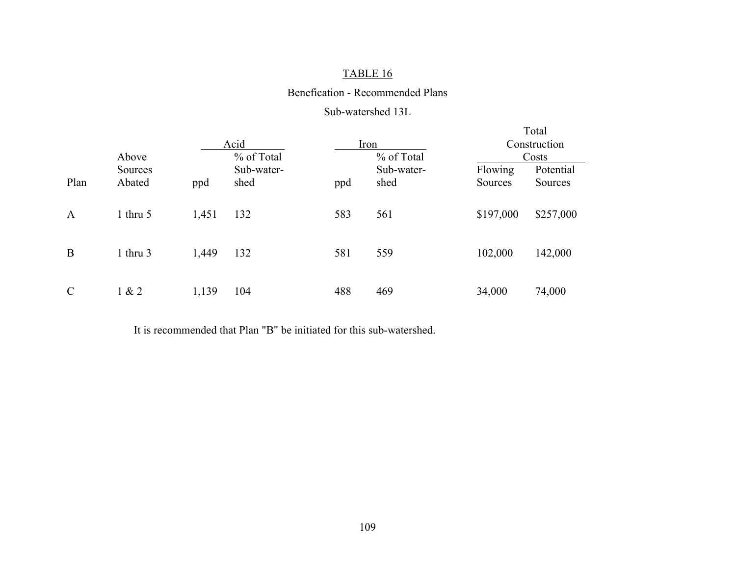TABLE 16

Benefication - Recommended Plans

Sub-watershed 13L

| Plan | Above Sources Abated | Acid | | Iron | | Total Construction Costs | |
|---|---|---|---|---|---|---|---|
| | | ppd | % of Total Sub-watershed | ppd | % of Total Sub-watershed | Flowing Sources | Potential Sources |
| A | 1 thru 5 | 1,451 | 132 | 583 | 561 | $197,000 | $257,000 |
| B | 1 thru 3 | 1,449 | 132 | 581 | 559 | 102,000 | 142,000 |
| C | 1 & 2 | 1,139 | 104 | 488 | 469 | 34,000 | 74,000 |

It is recommended that Plan "B" be initiated for this sub-watershed.